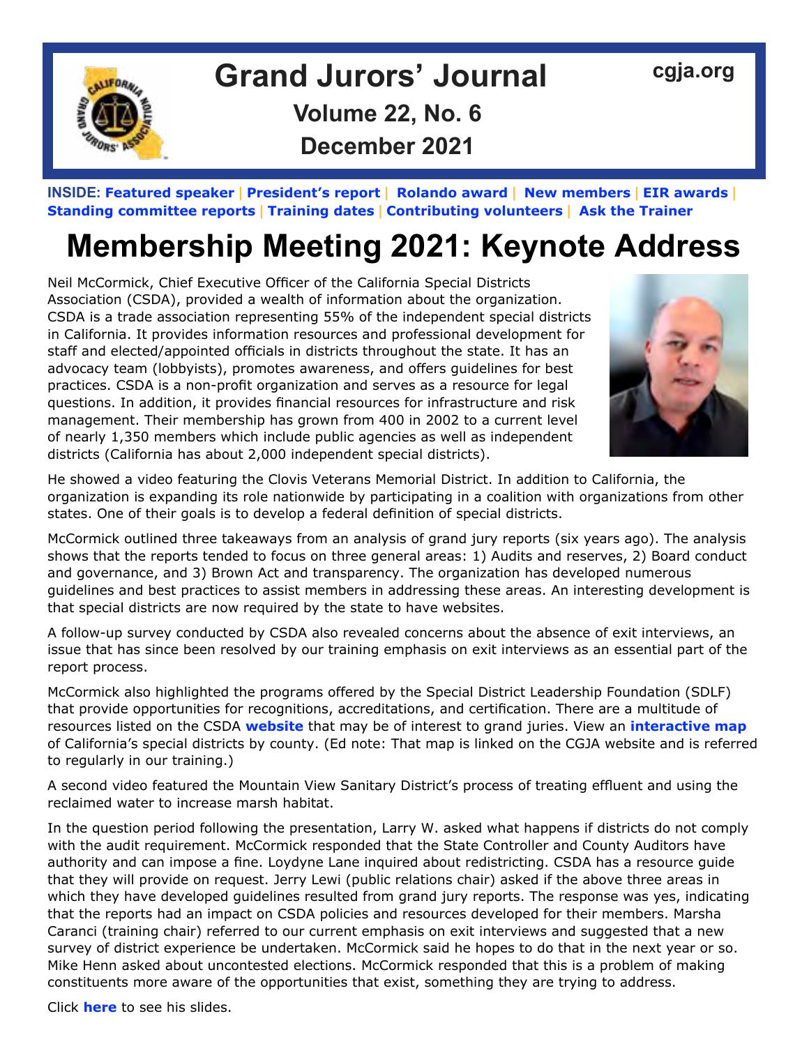# Grand Jurors' Journal

cgja.org

**Volume 22, No. 6**

**December 2021**

**INSIDE:** **Featured speaker** | **President's report** | **Rolando award** | **New members** | **EIR awards** | **Standing committee reports** | **Training dates** | **Contributing volunteers** | **Ask the Trainer**

# Membership Meeting 2021: Keynote Address

Neil McCormick, Chief Executive Officer of the California Special Districts Association (CSDA), provided a wealth of information about the organization. CSDA is a trade association representing 55% of the independent special districts in California. It provides information resources and professional development for staff and elected/appointed officials in districts throughout the state. It has an advocacy team (lobbyists), promotes awareness, and offers guidelines for best practices. CSDA is a non-profit organization and serves as a resource for legal questions. In addition, it provides financial resources for infrastructure and risk management. Their membership has grown from 400 in 2002 to a current level of nearly 1,350 members which include public agencies as well as independent districts (California has about 2,000 independent special districts).

He showed a video featuring the Clovis Veterans Memorial District. In addition to California, the organization is expanding its role nationwide by participating in a coalition with organizations from other states. One of their goals is to develop a federal definition of special districts.

McCormick outlined three takeaways from an analysis of grand jury reports (six years ago). The analysis shows that the reports tended to focus on three general areas: 1) Audits and reserves, 2) Board conduct and governance, and 3) Brown Act and transparency. The organization has developed numerous guidelines and best practices to assist members in addressing these areas. An interesting development is that special districts are now required by the state to have websites.

A follow-up survey conducted by CSDA also revealed concerns about the absence of exit interviews, an issue that has since been resolved by our training emphasis on exit interviews as an essential part of the report process.

McCormick also highlighted the programs offered by the Special District Leadership Foundation (SDLF) that provide opportunities for recognitions, accreditations, and certification. There are a multitude of resources listed on the CSDA **website** that may be of interest to grand juries. View an **interactive map** of California's special districts by county. (Ed note: That map is linked on the CGJA website and is referred to regularly in our training.)

A second video featured the Mountain View Sanitary District's process of treating effluent and using the reclaimed water to increase marsh habitat.

In the question period following the presentation, Larry W. asked what happens if districts do not comply with the audit requirement. McCormick responded that the State Controller and County Auditors have authority and can impose a fine. Loydyne Lane inquired about redistricting. CSDA has a resource guide that they will provide on request. Jerry Lewi (public relations chair) asked if the above three areas in which they have developed guidelines resulted from grand jury reports. The response was yes, indicating that the reports had an impact on CSDA policies and resources developed for their members. Marsha Caranci (training chair) referred to our current emphasis on exit interviews and suggested that a new survey of district experience be undertaken. McCormick said he hopes to do that in the next year or so. Mike Henn asked about uncontested elections. McCormick responded that this is a problem of making constituents more aware of the opportunities that exist, something they are trying to address.

Click **here** to see his slides.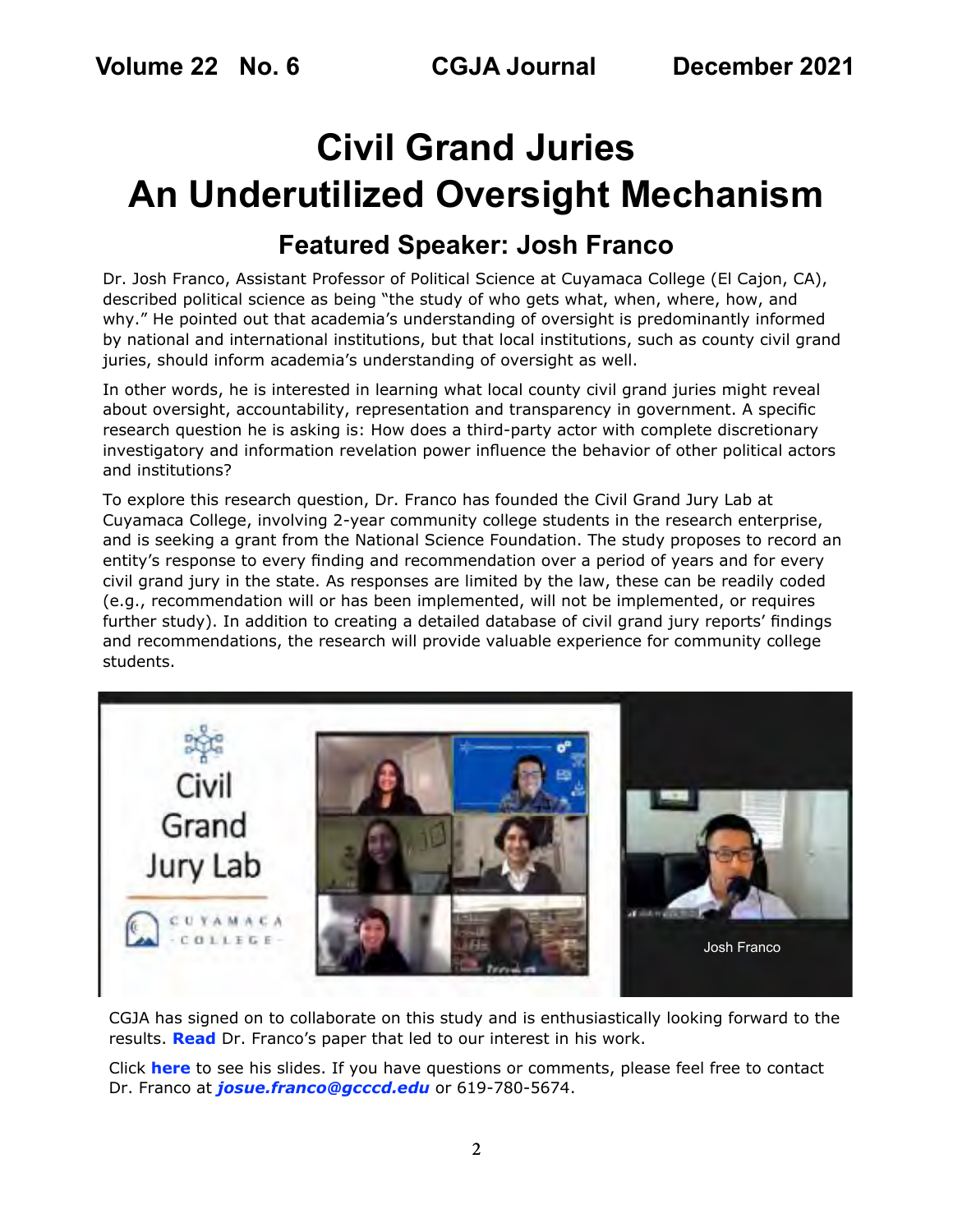# Civil Grand Juries
# An Underutilized Oversight Mechanism

## Featured Speaker: Josh Franco

Dr. Josh Franco, Assistant Professor of Political Science at Cuyamaca College (El Cajon, CA), described political science as being "the study of who gets what, when, where, how, and why." He pointed out that academia's understanding of oversight is predominantly informed by national and international institutions, but that local institutions, such as county civil grand juries, should inform academia's understanding of oversight as well.

In other words, he is interested in learning what local county civil grand juries might reveal about oversight, accountability, representation and transparency in government. A specific research question he is asking is: How does a third-party actor with complete discretionary investigatory and information revelation power influence the behavior of other political actors and institutions?

To explore this research question, Dr. Franco has founded the Civil Grand Jury Lab at Cuyamaca College, involving 2-year community college students in the research enterprise, and is seeking a grant from the National Science Foundation. The study proposes to record an entity's response to every finding and recommendation over a period of years and for every civil grand jury in the state. As responses are limited by the law, these can be readily coded (e.g., recommendation will or has been implemented, will not be implemented, or requires further study). In addition to creating a detailed database of civil grand jury reports' findings and recommendations, the research will provide valuable experience for community college students.

CGJA has signed on to collaborate on this study and is enthusiastically looking forward to the results. **Read** Dr. Franco's paper that led to our interest in his work.

Click **here** to see his slides. If you have questions or comments, please feel free to contact Dr. Franco at ***josue.franco@gcccd.edu*** or 619-780-5674.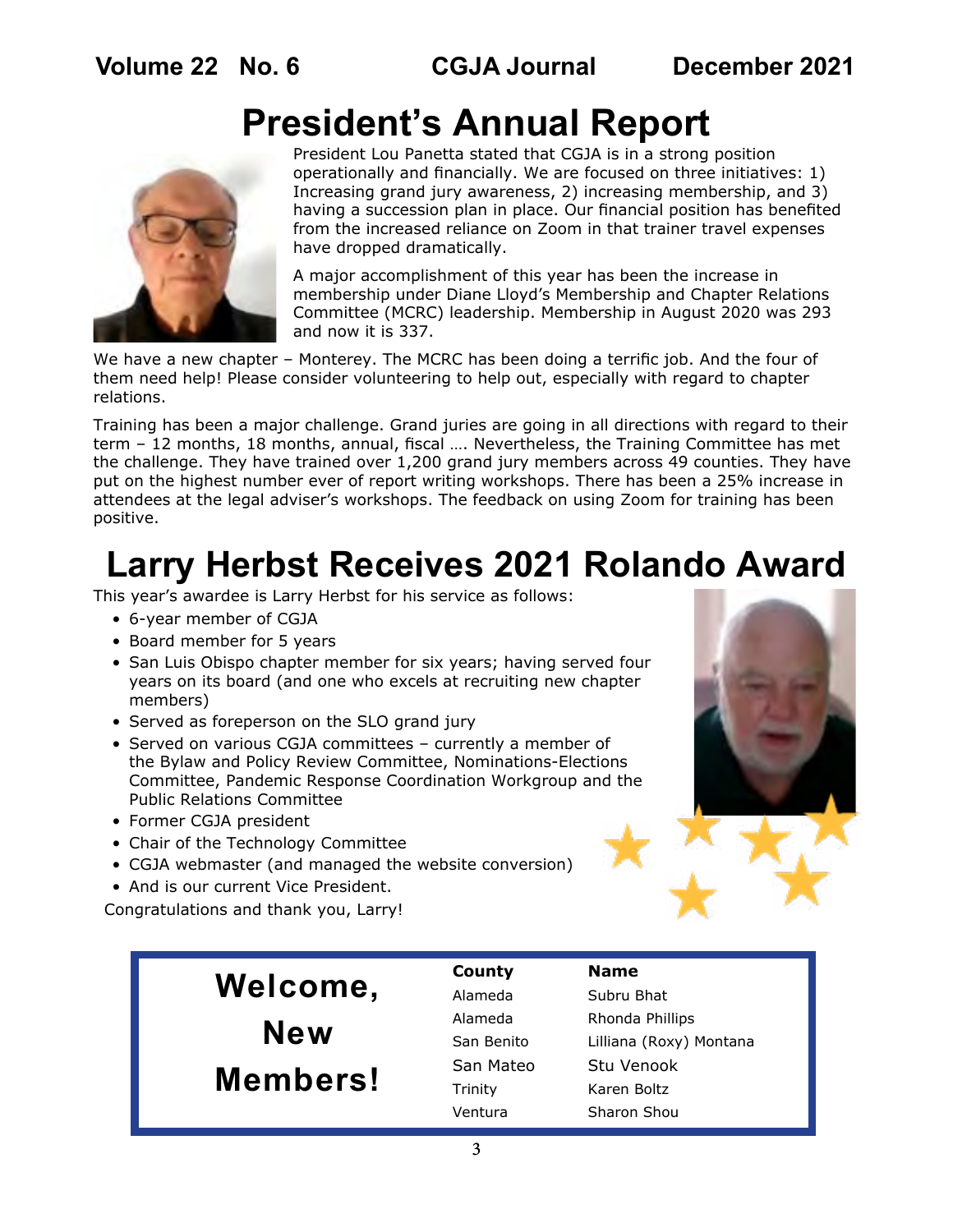# President's Annual Report

President Lou Panetta stated that CGJA is in a strong position operationally and financially. We are focused on three initiatives: 1) Increasing grand jury awareness, 2) increasing membership, and 3) having a succession plan in place. Our financial position has benefited from the increased reliance on Zoom in that trainer travel expenses have dropped dramatically.

A major accomplishment of this year has been the increase in membership under Diane Lloyd's Membership and Chapter Relations Committee (MCRC) leadership. Membership in August 2020 was 293 and now it is 337.

We have a new chapter – Monterey. The MCRC has been doing a terrific job. And the four of them need help! Please consider volunteering to help out, especially with regard to chapter relations.

Training has been a major challenge. Grand juries are going in all directions with regard to their term – 12 months, 18 months, annual, fiscal …. Nevertheless, the Training Committee has met the challenge. They have trained over 1,200 grand jury members across 49 counties. They have put on the highest number ever of report writing workshops. There has been a 25% increase in attendees at the legal adviser's workshops. The feedback on using Zoom for training has been positive.

# Larry Herbst Receives 2021 Rolando Award

This year's awardee is Larry Herbst for his service as follows:

- 6-year member of CGJA
- Board member for 5 years
- San Luis Obispo chapter member for six years; having served four years on its board (and one who excels at recruiting new chapter members)
- Served as foreperson on the SLO grand jury
- Served on various CGJA committees – currently a member of the Bylaw and Policy Review Committee, Nominations-Elections Committee, Pandemic Response Coordination Workgroup and the Public Relations Committee
- Former CGJA president
- Chair of the Technology Committee
- CGJA webmaster (and managed the website conversion)
- And is our current Vice President.

Congratulations and thank you, Larry!

## Welcome, New Members!

| County | Name |
|---|---|
| Alameda | Subru Bhat |
| Alameda | Rhonda Phillips |
| San Benito | Lilliana (Roxy) Montana |
| San Mateo | Stu Venook |
| Trinity | Karen Boltz |
| Ventura | Sharon Shou |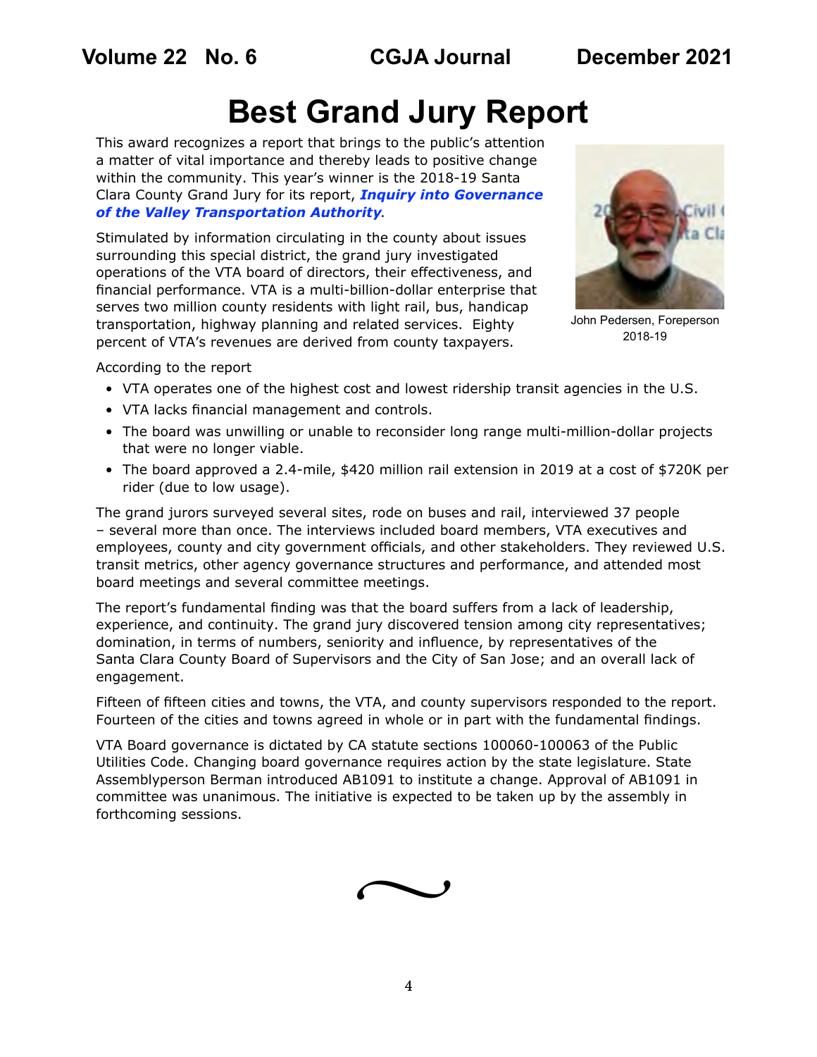# Best Grand Jury Report

This award recognizes a report that brings to the public's attention a matter of vital importance and thereby leads to positive change within the community. This year's winner is the 2018-19 Santa Clara County Grand Jury for its report, ***Inquiry into Governance of the Valley Transportation Authority***.

Stimulated by information circulating in the county about issues surrounding this special district, the grand jury investigated operations of the VTA board of directors, their effectiveness, and financial performance. VTA is a multi-billion-dollar enterprise that serves two million county residents with light rail, bus, handicap transportation, highway planning and related services. Eighty percent of VTA's revenues are derived from county taxpayers.

John Pedersen, Foreperson 2018-19

According to the report

- VTA operates one of the highest cost and lowest ridership transit agencies in the U.S.
- VTA lacks financial management and controls.
- The board was unwilling or unable to reconsider long range multi-million-dollar projects that were no longer viable.
- The board approved a 2.4-mile, $420 million rail extension in 2019 at a cost of $720K per rider (due to low usage).

The grand jurors surveyed several sites, rode on buses and rail, interviewed 37 people – several more than once. The interviews included board members, VTA executives and employees, county and city government officials, and other stakeholders. They reviewed U.S. transit metrics, other agency governance structures and performance, and attended most board meetings and several committee meetings.

The report's fundamental finding was that the board suffers from a lack of leadership, experience, and continuity. The grand jury discovered tension among city representatives; domination, in terms of numbers, seniority and influence, by representatives of the Santa Clara County Board of Supervisors and the City of San Jose; and an overall lack of engagement.

Fifteen of fifteen cities and towns, the VTA, and county supervisors responded to the report. Fourteen of the cities and towns agreed in whole or in part with the fundamental findings.

VTA Board governance is dictated by CA statute sections 100060-100063 of the Public Utilities Code. Changing board governance requires action by the state legislature. State Assemblyperson Berman introduced AB1091 to institute a change. Approval of AB1091 in committee was unanimous. The initiative is expected to be taken up by the assembly in forthcoming sessions.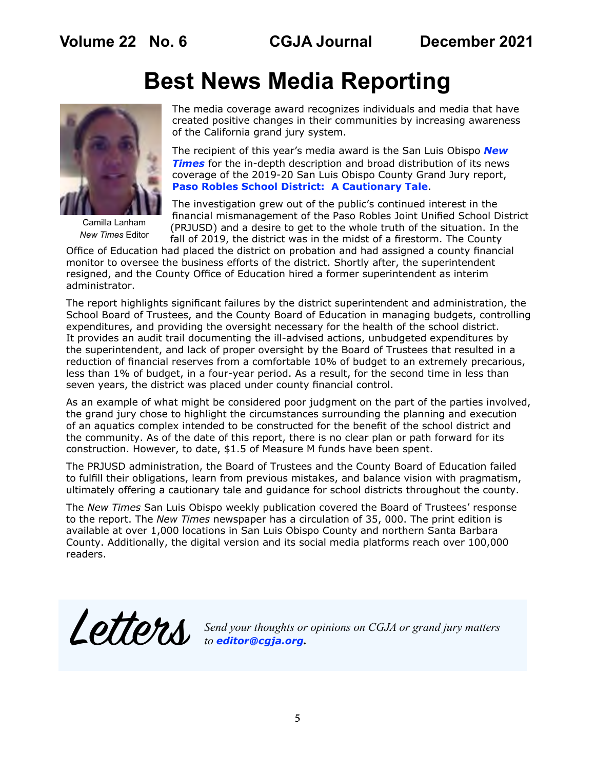# Best News Media Reporting

Camilla Lanham
*New Times* Editor

The media coverage award recognizes individuals and media that have created positive changes in their communities by increasing awareness of the California grand jury system.

The recipient of this year's media award is the San Luis Obispo ***New Times*** for the in-depth description and broad distribution of its news coverage of the 2019-20 San Luis Obispo County Grand Jury report, **Paso Robles School District: A Cautionary Tale**.

The investigation grew out of the public's continued interest in the financial mismanagement of the Paso Robles Joint Unified School District (PRJUSD) and a desire to get to the whole truth of the situation. In the fall of 2019, the district was in the midst of a firestorm. The County Office of Education had placed the district on probation and had assigned a county financial monitor to oversee the business efforts of the district. Shortly after, the superintendent resigned, and the County Office of Education hired a former superintendent as interim administrator.

The report highlights significant failures by the district superintendent and administration, the School Board of Trustees, and the County Board of Education in managing budgets, controlling expenditures, and providing the oversight necessary for the health of the school district. It provides an audit trail documenting the ill-advised actions, unbudgeted expenditures by the superintendent, and lack of proper oversight by the Board of Trustees that resulted in a reduction of financial reserves from a comfortable 10% of budget to an extremely precarious, less than 1% of budget, in a four-year period. As a result, for the second time in less than seven years, the district was placed under county financial control.

As an example of what might be considered poor judgment on the part of the parties involved, the grand jury chose to highlight the circumstances surrounding the planning and execution of an aquatics complex intended to be constructed for the benefit of the school district and the community. As of the date of this report, there is no clear plan or path forward for its construction. However, to date, $1.5 of Measure M funds have been spent.

The PRJUSD administration, the Board of Trustees and the County Board of Education failed to fulfill their obligations, learn from previous mistakes, and balance vision with pragmatism, ultimately offering a cautionary tale and guidance for school districts throughout the county.

The *New Times* San Luis Obispo weekly publication covered the Board of Trustees' response to the report. The *New Times* newspaper has a circulation of 35, 000. The print edition is available at over 1,000 locations in San Luis Obispo County and northern Santa Barbara County. Additionally, the digital version and its social media platforms reach over 100,000 readers.

**Letters**

*Send your thoughts or opinions on CGJA or grand jury matters to* ***editor@cgja.org*****.**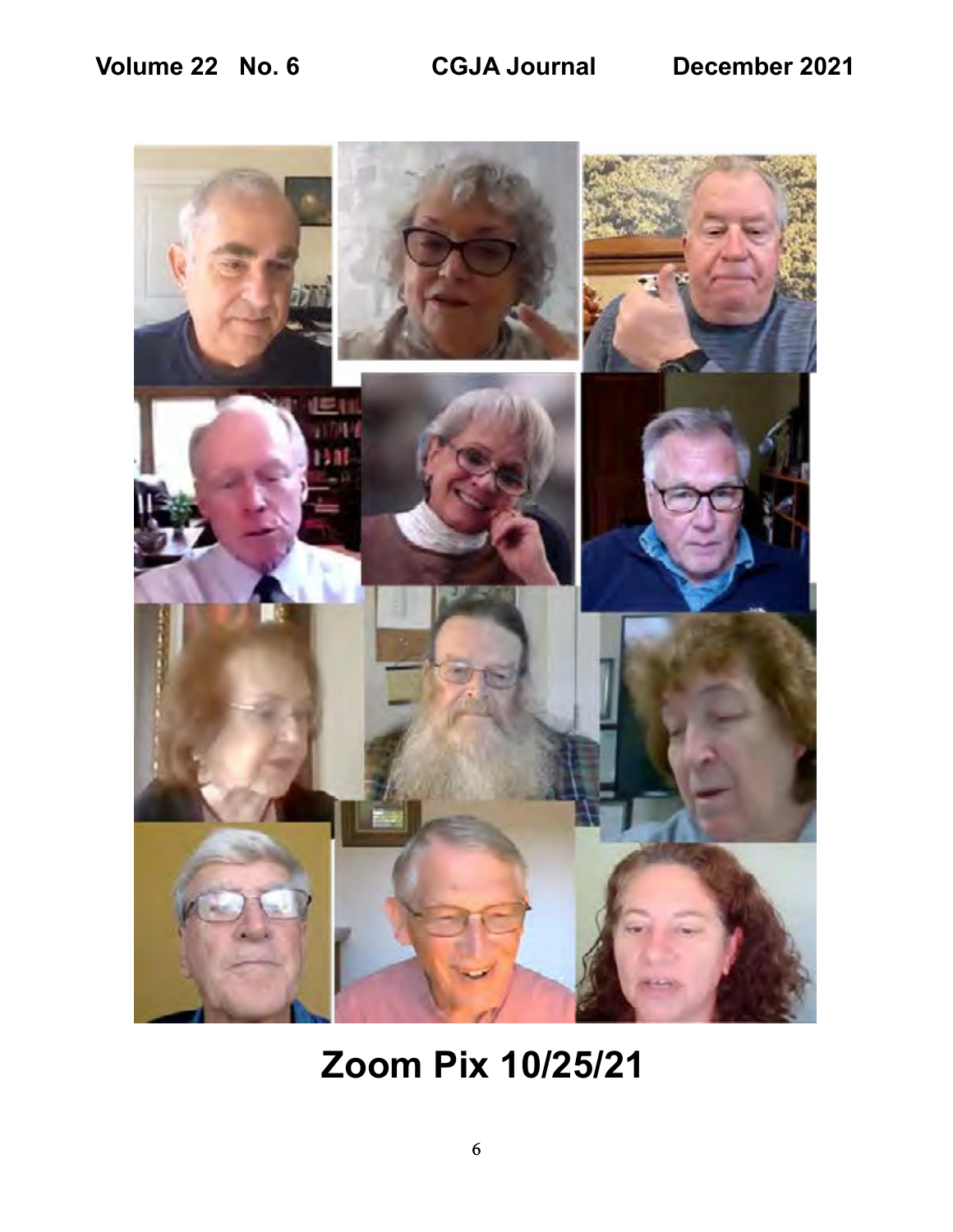# Zoom Pix 10/25/21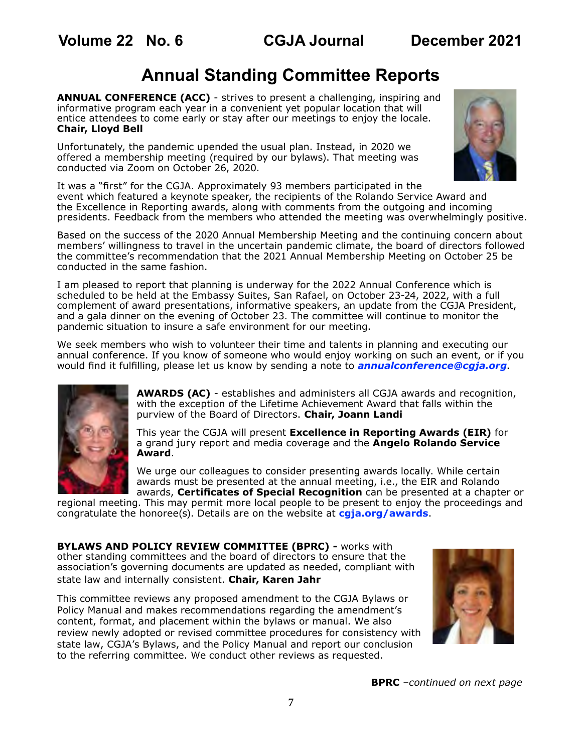# Annual Standing Committee Reports

**ANNUAL CONFERENCE (ACC)** - strives to present a challenging, inspiring and informative program each year in a convenient yet popular location that will entice attendees to come early or stay after our meetings to enjoy the locale. **Chair, Lloyd Bell**

Unfortunately, the pandemic upended the usual plan. Instead, in 2020 we offered a membership meeting (required by our bylaws). That meeting was conducted via Zoom on October 26, 2020.

It was a "first" for the CGJA. Approximately 93 members participated in the event which featured a keynote speaker, the recipients of the Rolando Service Award and the Excellence in Reporting awards, along with comments from the outgoing and incoming presidents. Feedback from the members who attended the meeting was overwhelmingly positive.

Based on the success of the 2020 Annual Membership Meeting and the continuing concern about members' willingness to travel in the uncertain pandemic climate, the board of directors followed the committee's recommendation that the 2021 Annual Membership Meeting on October 25 be conducted in the same fashion.

I am pleased to report that planning is underway for the 2022 Annual Conference which is scheduled to be held at the Embassy Suites, San Rafael, on October 23-24, 2022, with a full complement of award presentations, informative speakers, an update from the CGJA President, and a gala dinner on the evening of October 23. The committee will continue to monitor the pandemic situation to insure a safe environment for our meeting.

We seek members who wish to volunteer their time and talents in planning and executing our annual conference. If you know of someone who would enjoy working on such an event, or if you would find it fulfilling, please let us know by sending a note to ***annualconference@cgja.org***.

**AWARDS (AC)** - establishes and administers all CGJA awards and recognition, with the exception of the Lifetime Achievement Award that falls within the purview of the Board of Directors. **Chair, Joann Landi**

This year the CGJA will present **Excellence in Reporting Awards (EIR)** for a grand jury report and media coverage and the **Angelo Rolando Service Award**.

We urge our colleagues to consider presenting awards locally. While certain awards must be presented at the annual meeting, i.e., the EIR and Rolando awards, **Certificates of Special Recognition** can be presented at a chapter or regional meeting. This may permit more local people to be present to enjoy the proceedings and congratulate the honoree(s). Details are on the website at **cgja.org/awards**.

**BYLAWS AND POLICY REVIEW COMMITTEE (BPRC) -** works with other standing committees and the board of directors to ensure that the association's governing documents are updated as needed, compliant with state law and internally consistent. **Chair, Karen Jahr**

This committee reviews any proposed amendment to the CGJA Bylaws or Policy Manual and makes recommendations regarding the amendment's content, format, and placement within the bylaws or manual. We also review newly adopted or revised committee procedures for consistency with state law, CGJA's Bylaws, and the Policy Manual and report our conclusion to the referring committee. We conduct other reviews as requested.

**BPRC** *–continued on next page*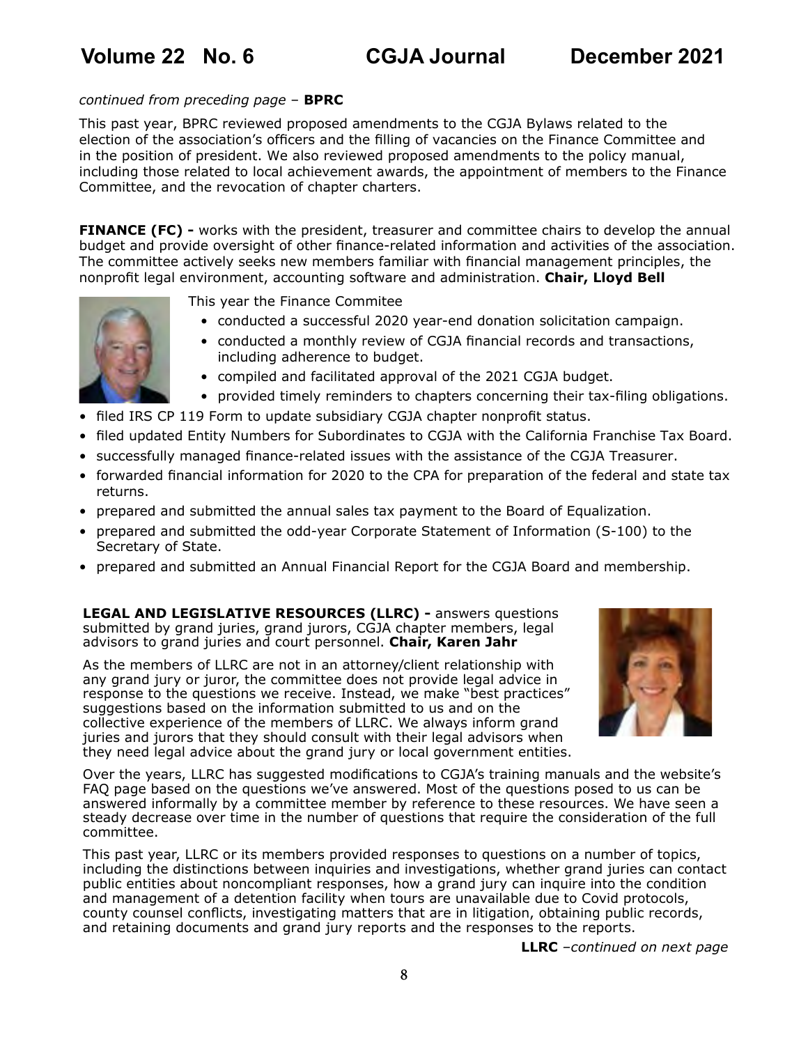*continued from preceding page* – **BPRC**

This past year, BPRC reviewed proposed amendments to the CGJA Bylaws related to the election of the association's officers and the filling of vacancies on the Finance Committee and in the position of president. We also reviewed proposed amendments to the policy manual, including those related to local achievement awards, the appointment of members to the Finance Committee, and the revocation of chapter charters.

**FINANCE (FC) -** works with the president, treasurer and committee chairs to develop the annual budget and provide oversight of other finance-related information and activities of the association. The committee actively seeks new members familiar with financial management principles, the nonprofit legal environment, accounting software and administration. **Chair, Lloyd Bell**

This year the Finance Commitee

- conducted a successful 2020 year-end donation solicitation campaign.
- conducted a monthly review of CGJA financial records and transactions, including adherence to budget.
- compiled and facilitated approval of the 2021 CGJA budget.
- provided timely reminders to chapters concerning their tax-filing obligations.
- filed IRS CP 119 Form to update subsidiary CGJA chapter nonprofit status.
- filed updated Entity Numbers for Subordinates to CGJA with the California Franchise Tax Board.
- successfully managed finance-related issues with the assistance of the CGJA Treasurer.
- forwarded financial information for 2020 to the CPA for preparation of the federal and state tax returns.
- prepared and submitted the annual sales tax payment to the Board of Equalization.
- prepared and submitted the odd-year Corporate Statement of Information (S-100) to the Secretary of State.
- prepared and submitted an Annual Financial Report for the CGJA Board and membership.

**LEGAL AND LEGISLATIVE RESOURCES (LLRC) -** answers questions submitted by grand juries, grand jurors, CGJA chapter members, legal advisors to grand juries and court personnel. **Chair, Karen Jahr**

As the members of LLRC are not in an attorney/client relationship with any grand jury or juror, the committee does not provide legal advice in response to the questions we receive. Instead, we make "best practices" suggestions based on the information submitted to us and on the collective experience of the members of LLRC. We always inform grand juries and jurors that they should consult with their legal advisors when they need legal advice about the grand jury or local government entities.

Over the years, LLRC has suggested modifications to CGJA's training manuals and the website's FAQ page based on the questions we've answered. Most of the questions posed to us can be answered informally by a committee member by reference to these resources. We have seen a steady decrease over time in the number of questions that require the consideration of the full committee.

This past year, LLRC or its members provided responses to questions on a number of topics, including the distinctions between inquiries and investigations, whether grand juries can contact public entities about noncompliant responses, how a grand jury can inquire into the condition and management of a detention facility when tours are unavailable due to Covid protocols, county counsel conflicts, investigating matters that are in litigation, obtaining public records, and retaining documents and grand jury reports and the responses to the reports.

**LLRC** –*continued on next page*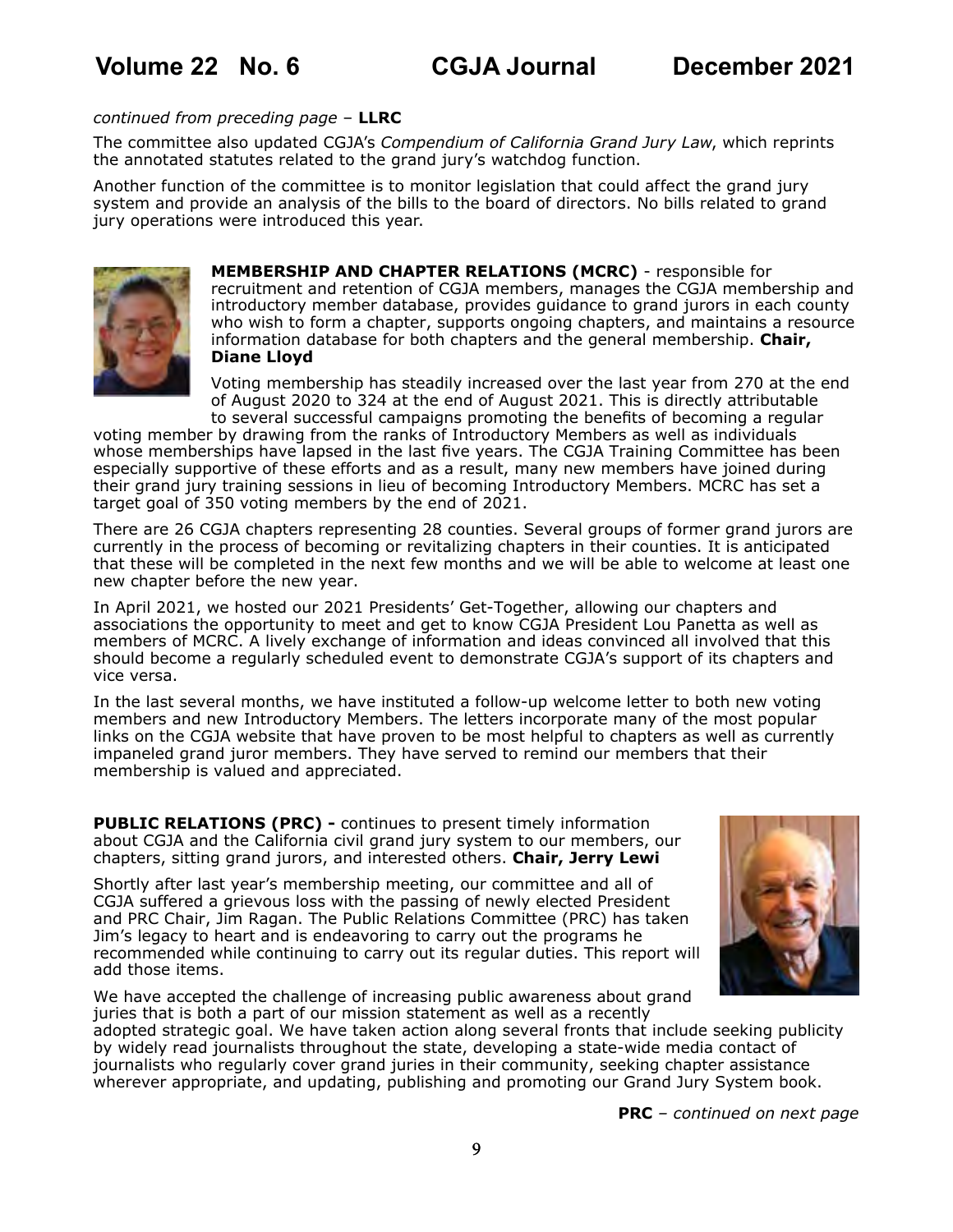*continued from preceding page* – **LLRC**

The committee also updated CGJA's *Compendium of California Grand Jury Law*, which reprints the annotated statutes related to the grand jury's watchdog function.

Another function of the committee is to monitor legislation that could affect the grand jury system and provide an analysis of the bills to the board of directors. No bills related to grand jury operations were introduced this year.

**MEMBERSHIP AND CHAPTER RELATIONS (MCRC)** - responsible for recruitment and retention of CGJA members, manages the CGJA membership and introductory member database, provides guidance to grand jurors in each county who wish to form a chapter, supports ongoing chapters, and maintains a resource information database for both chapters and the general membership. **Chair, Diane Lloyd**

Voting membership has steadily increased over the last year from 270 at the end of August 2020 to 324 at the end of August 2021. This is directly attributable to several successful campaigns promoting the benefits of becoming a regular voting member by drawing from the ranks of Introductory Members as well as individuals whose memberships have lapsed in the last five years. The CGJA Training Committee has been especially supportive of these efforts and as a result, many new members have joined during their grand jury training sessions in lieu of becoming Introductory Members. MCRC has set a target goal of 350 voting members by the end of 2021.

There are 26 CGJA chapters representing 28 counties. Several groups of former grand jurors are currently in the process of becoming or revitalizing chapters in their counties. It is anticipated that these will be completed in the next few months and we will be able to welcome at least one new chapter before the new year.

In April 2021, we hosted our 2021 Presidents' Get-Together, allowing our chapters and associations the opportunity to meet and get to know CGJA President Lou Panetta as well as members of MCRC. A lively exchange of information and ideas convinced all involved that this should become a regularly scheduled event to demonstrate CGJA's support of its chapters and vice versa.

In the last several months, we have instituted a follow-up welcome letter to both new voting members and new Introductory Members. The letters incorporate many of the most popular links on the CGJA website that have proven to be most helpful to chapters as well as currently impaneled grand juror members. They have served to remind our members that their membership is valued and appreciated.

**PUBLIC RELATIONS (PRC) -** continues to present timely information about CGJA and the California civil grand jury system to our members, our chapters, sitting grand jurors, and interested others. **Chair, Jerry Lewi**

Shortly after last year's membership meeting, our committee and all of CGJA suffered a grievous loss with the passing of newly elected President and PRC Chair, Jim Ragan. The Public Relations Committee (PRC) has taken Jim's legacy to heart and is endeavoring to carry out the programs he recommended while continuing to carry out its regular duties. This report will add those items.

We have accepted the challenge of increasing public awareness about grand juries that is both a part of our mission statement as well as a recently adopted strategic goal. We have taken action along several fronts that include seeking publicity by widely read journalists throughout the state, developing a state-wide media contact of journalists who regularly cover grand juries in their community, seeking chapter assistance wherever appropriate, and updating, publishing and promoting our Grand Jury System book.

**PRC** – *continued on next page*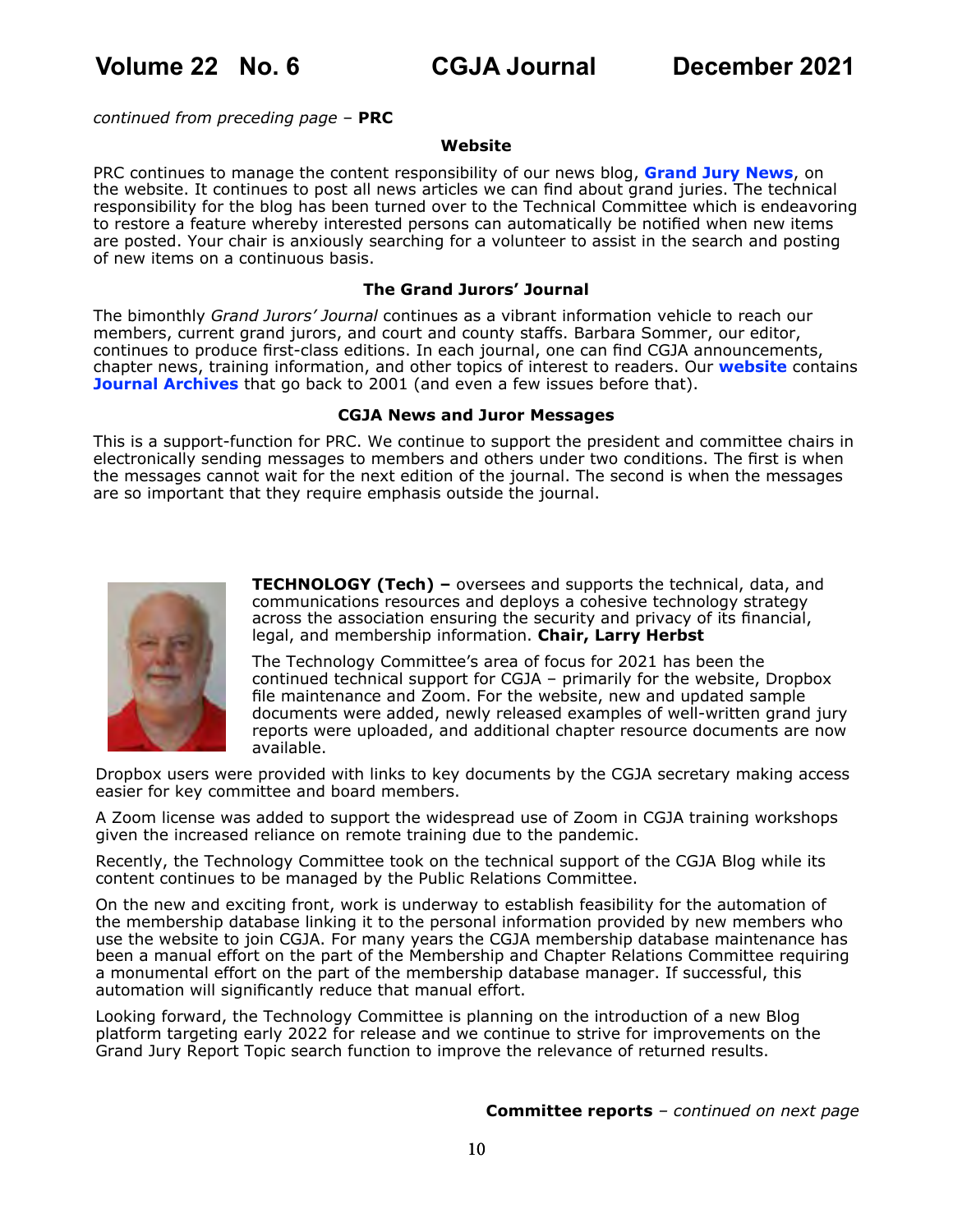*continued from preceding page* – **PRC**

### Website

PRC continues to manage the content responsibility of our news blog, **Grand Jury News**, on the website. It continues to post all news articles we can find about grand juries. The technical responsibility for the blog has been turned over to the Technical Committee which is endeavoring to restore a feature whereby interested persons can automatically be notified when new items are posted. Your chair is anxiously searching for a volunteer to assist in the search and posting of new items on a continuous basis.

### The Grand Jurors' Journal

The bimonthly *Grand Jurors' Journal* continues as a vibrant information vehicle to reach our members, current grand jurors, and court and county staffs. Barbara Sommer, our editor, continues to produce first-class editions. In each journal, one can find CGJA announcements, chapter news, training information, and other topics of interest to readers. Our **website** contains **Journal Archives** that go back to 2001 (and even a few issues before that).

### CGJA News and Juror Messages

This is a support-function for PRC. We continue to support the president and committee chairs in electronically sending messages to members and others under two conditions. The first is when the messages cannot wait for the next edition of the journal. The second is when the messages are so important that they require emphasis outside the journal.

**TECHNOLOGY (Tech) –** oversees and supports the technical, data, and communications resources and deploys a cohesive technology strategy across the association ensuring the security and privacy of its financial, legal, and membership information. **Chair, Larry Herbst**

The Technology Committee's area of focus for 2021 has been the continued technical support for CGJA – primarily for the website, Dropbox file maintenance and Zoom. For the website, new and updated sample documents were added, newly released examples of well-written grand jury reports were uploaded, and additional chapter resource documents are now available.

Dropbox users were provided with links to key documents by the CGJA secretary making access easier for key committee and board members.

A Zoom license was added to support the widespread use of Zoom in CGJA training workshops given the increased reliance on remote training due to the pandemic.

Recently, the Technology Committee took on the technical support of the CGJA Blog while its content continues to be managed by the Public Relations Committee.

On the new and exciting front, work is underway to establish feasibility for the automation of the membership database linking it to the personal information provided by new members who use the website to join CGJA. For many years the CGJA membership database maintenance has been a manual effort on the part of the Membership and Chapter Relations Committee requiring a monumental effort on the part of the membership database manager. If successful, this automation will significantly reduce that manual effort.

Looking forward, the Technology Committee is planning on the introduction of a new Blog platform targeting early 2022 for release and we continue to strive for improvements on the Grand Jury Report Topic search function to improve the relevance of returned results.

**Committee reports** – *continued on next page*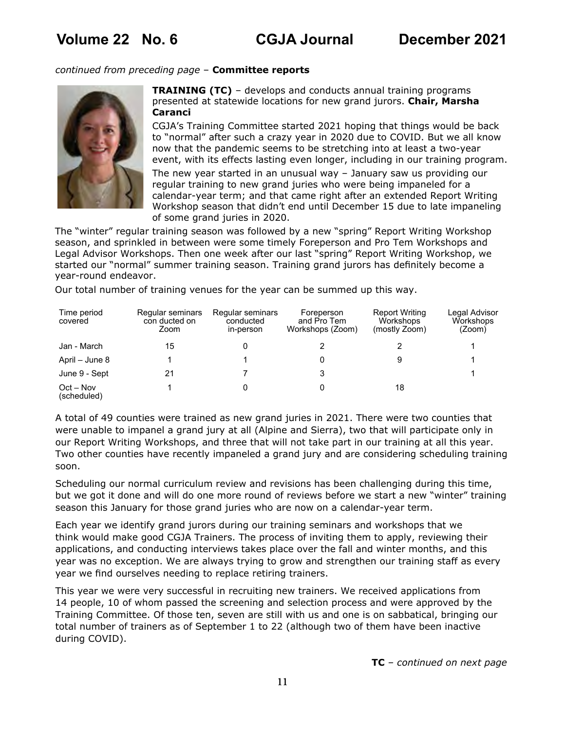*continued from preceding page* – **Committee reports**

**TRAINING (TC)** – develops and conducts annual training programs presented at statewide locations for new grand jurors. **Chair, Marsha Caranci**

CGJA's Training Committee started 2021 hoping that things would be back to "normal" after such a crazy year in 2020 due to COVID. But we all know now that the pandemic seems to be stretching into at least a two-year event, with its effects lasting even longer, including in our training program.

The new year started in an unusual way – January saw us providing our regular training to new grand juries who were being impaneled for a calendar-year term; and that came right after an extended Report Writing Workshop season that didn't end until December 15 due to late impaneling of some grand juries in 2020.

The "winter" regular training season was followed by a new "spring" Report Writing Workshop season, and sprinkled in between were some timely Foreperson and Pro Tem Workshops and Legal Advisor Workshops. Then one week after our last "spring" Report Writing Workshop, we started our "normal" summer training season. Training grand jurors has definitely become a year-round endeavor.

Our total number of training venues for the year can be summed up this way.

| Time period covered | Regular seminars con ducted on Zoom | Regular seminars conducted in-person | Foreperson and Pro Tem Workshops (Zoom) | Report Writing Workshops (mostly Zoom) | Legal Advisor Workshops (Zoom) |
|---|---|---|---|---|---|
| Jan - March | 15 | 0 | 2 | 2 | 1 |
| April – June 8 | 1 | 1 | 0 | 9 | 1 |
| June 9 - Sept | 21 | 7 | 3 | | 1 |
| Oct – Nov (scheduled) | 1 | 0 | 0 | 18 | |

A total of 49 counties were trained as new grand juries in 2021. There were two counties that were unable to impanel a grand jury at all (Alpine and Sierra), two that will participate only in our Report Writing Workshops, and three that will not take part in our training at all this year. Two other counties have recently impaneled a grand jury and are considering scheduling training soon.

Scheduling our normal curriculum review and revisions has been challenging during this time, but we got it done and will do one more round of reviews before we start a new "winter" training season this January for those grand juries who are now on a calendar-year term.

Each year we identify grand jurors during our training seminars and workshops that we think would make good CGJA Trainers. The process of inviting them to apply, reviewing their applications, and conducting interviews takes place over the fall and winter months, and this year was no exception. We are always trying to grow and strengthen our training staff as every year we find ourselves needing to replace retiring trainers.

This year we were very successful in recruiting new trainers. We received applications from 14 people, 10 of whom passed the screening and selection process and were approved by the Training Committee. Of those ten, seven are still with us and one is on sabbatical, bringing our total number of trainers as of September 1 to 22 (although two of them have been inactive during COVID).

**TC** – *continued on next page*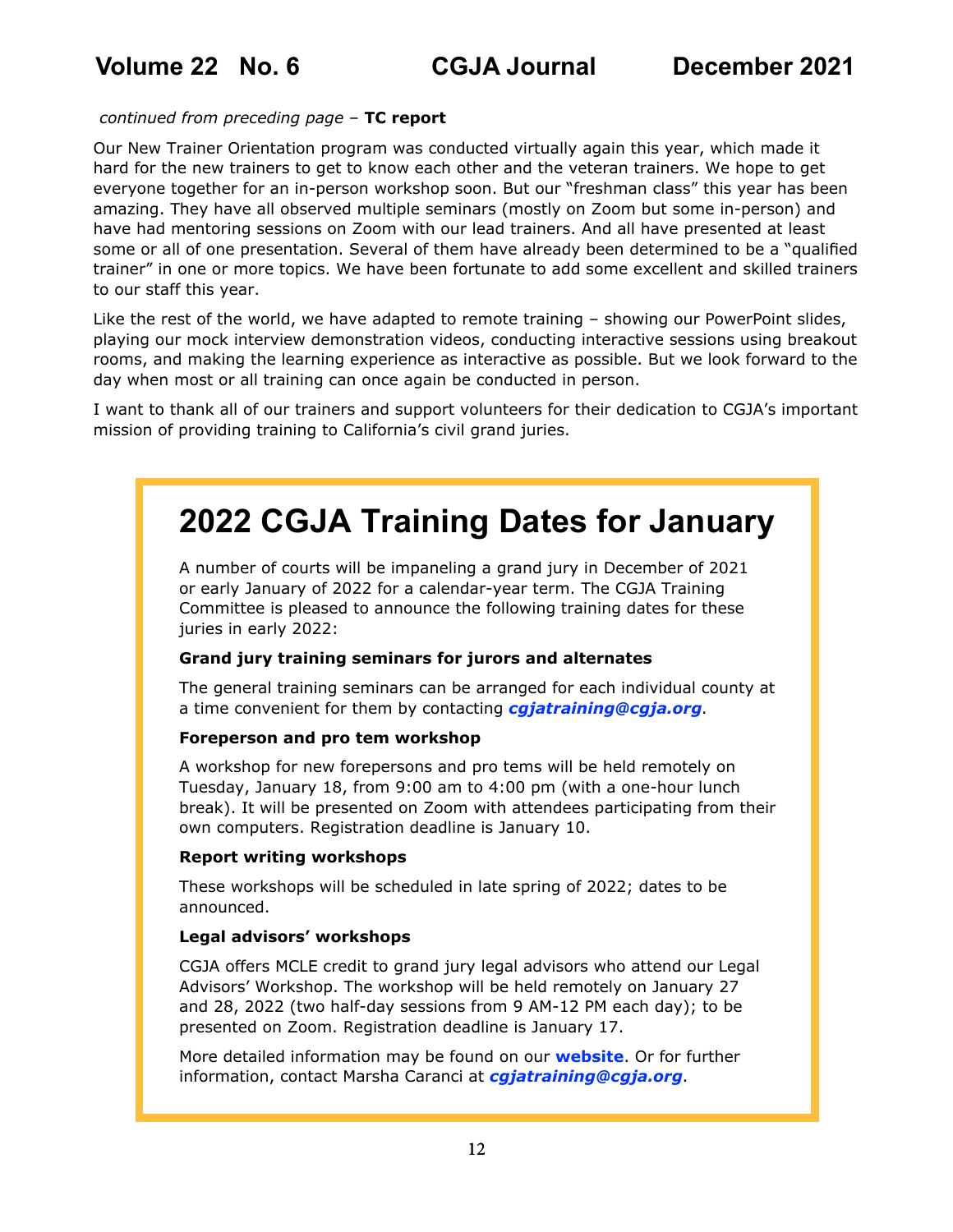*continued from preceding page* – **TC report**

Our New Trainer Orientation program was conducted virtually again this year, which made it hard for the new trainers to get to know each other and the veteran trainers. We hope to get everyone together for an in-person workshop soon. But our "freshman class" this year has been amazing. They have all observed multiple seminars (mostly on Zoom but some in-person) and have had mentoring sessions on Zoom with our lead trainers. And all have presented at least some or all of one presentation. Several of them have already been determined to be a "qualified trainer" in one or more topics. We have been fortunate to add some excellent and skilled trainers to our staff this year.

Like the rest of the world, we have adapted to remote training – showing our PowerPoint slides, playing our mock interview demonstration videos, conducting interactive sessions using breakout rooms, and making the learning experience as interactive as possible. But we look forward to the day when most or all training can once again be conducted in person.

I want to thank all of our trainers and support volunteers for their dedication to CGJA's important mission of providing training to California's civil grand juries.

# 2022 CGJA Training Dates for January

A number of courts will be impaneling a grand jury in December of 2021 or early January of 2022 for a calendar-year term. The CGJA Training Committee is pleased to announce the following training dates for these juries in early 2022:

**Grand jury training seminars for jurors and alternates**

The general training seminars can be arranged for each individual county at a time convenient for them by contacting ***cgjatraining@cgja.org***.

**Foreperson and pro tem workshop**

A workshop for new forepersons and pro tems will be held remotely on Tuesday, January 18, from 9:00 am to 4:00 pm (with a one-hour lunch break). It will be presented on Zoom with attendees participating from their own computers. Registration deadline is January 10.

**Report writing workshops**

These workshops will be scheduled in late spring of 2022; dates to be announced.

**Legal advisors' workshops**

CGJA offers MCLE credit to grand jury legal advisors who attend our Legal Advisors' Workshop. The workshop will be held remotely on January 27 and 28, 2022 (two half-day sessions from 9 AM-12 PM each day); to be presented on Zoom. Registration deadline is January 17.

More detailed information may be found on our **website**. Or for further information, contact Marsha Caranci at ***cgjatraining@cgja.org***.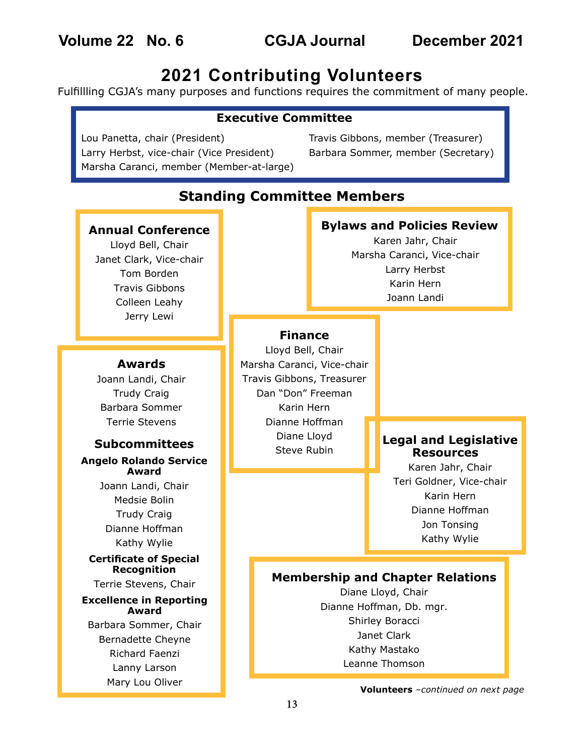# 2021 Contributing Volunteers

Fulfillling CGJA's many purposes and functions requires the commitment of many people.

## Executive Committee

Lou Panetta, chair (President)
Larry Herbst, vice-chair (Vice President)
Marsha Caranci, member (Member-at-large)
Travis Gibbons, member (Treasurer)
Barbara Sommer, member (Secretary)

## Standing Committee Members

### Annual Conference

Lloyd Bell, Chair
Janet Clark, Vice-chair
Tom Borden
Travis Gibbons
Colleen Leahy
Jerry Lewi

### Awards

Joann Landi, Chair
Trudy Craig
Barbara Sommer
Terrie Stevens

#### Subcommittees

**Angelo Rolando Service Award**

Joann Landi, Chair
Medsie Bolin
Trudy Craig
Dianne Hoffman
Kathy Wylie

**Certificate of Special Recognition**

Terrie Stevens, Chair

**Excellence in Reporting Award**

Barbara Sommer, Chair
Bernadette Cheyne
Richard Faenzi
Lanny Larson
Mary Lou Oliver

### Bylaws and Policies Review

Karen Jahr, Chair
Marsha Caranci, Vice-chair
Larry Herbst
Karin Hern
Joann Landi

### Finance

Lloyd Bell, Chair
Marsha Caranci, Vice-chair
Travis Gibbons, Treasurer
Dan "Don" Freeman
Karin Hern
Dianne Hoffman
Diane Lloyd
Steve Rubin

### Legal and Legislative Resources

Karen Jahr, Chair
Teri Goldner, Vice-chair
Karin Hern
Dianne Hoffman
Jon Tonsing
Kathy Wylie

### Membership and Chapter Relations

Diane Lloyd, Chair
Dianne Hoffman, Db. mgr.
Shirley Boracci
Janet Clark
Kathy Mastako
Leanne Thomson

**Volunteers** *–continued on next page*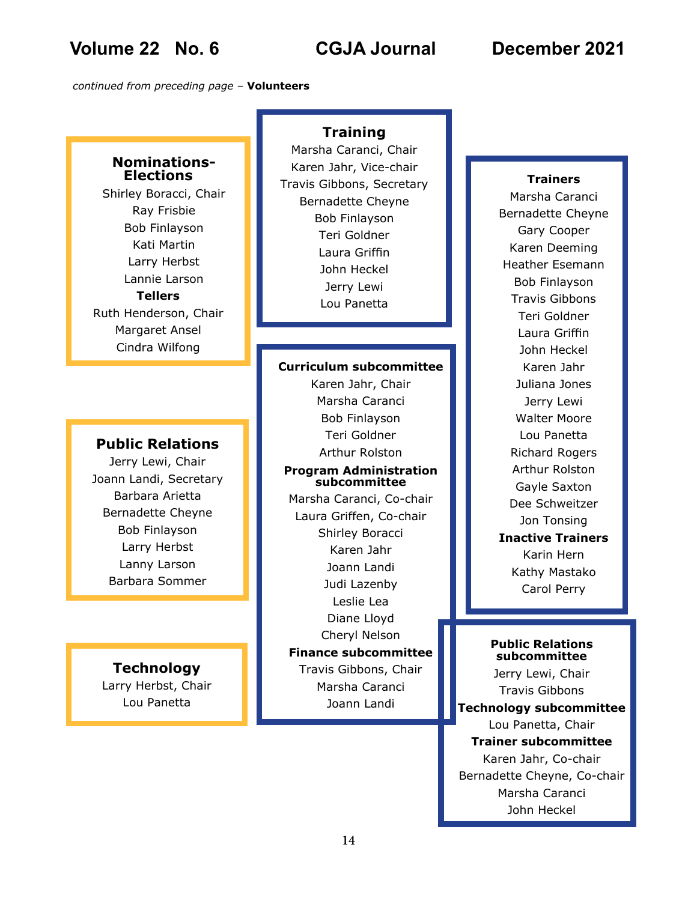*continued from preceding page* – **Volunteers**

### Nominations-Elections

Shirley Boracci, Chair
Ray Frisbie
Bob Finlayson
Kati Martin
Larry Herbst
Lannie Larson

**Tellers**

Ruth Henderson, Chair
Margaret Ansel
Cindra Wilfong

### Public Relations

Jerry Lewi, Chair
Joann Landi, Secretary
Barbara Arietta
Bernadette Cheyne
Bob Finlayson
Larry Herbst
Lanny Larson
Barbara Sommer

### Technology

Larry Herbst, Chair
Lou Panetta

### Training

Marsha Caranci, Chair
Karen Jahr, Vice-chair
Travis Gibbons, Secretary
Bernadette Cheyne
Bob Finlayson
Teri Goldner
Laura Griffin
John Heckel
Jerry Lewi
Lou Panetta

**Curriculum subcommittee**

Karen Jahr, Chair
Marsha Caranci
Bob Finlayson
Teri Goldner
Arthur Rolston

**Program Administration subcommittee**

Marsha Caranci, Co-chair
Laura Griffen, Co-chair
Shirley Boracci
Karen Jahr
Joann Landi
Judi Lazenby
Leslie Lea
Diane Lloyd
Cheryl Nelson

**Finance subcommittee**

Travis Gibbons, Chair
Marsha Caranci
Joann Landi

**Public Relations subcommittee**

Jerry Lewi, Chair
Travis Gibbons

**Technology subcommittee**

Lou Panetta, Chair

**Trainer subcommittee**

Karen Jahr, Co-chair
Bernadette Cheyne, Co-chair
Marsha Caranci
John Heckel

### Trainers

Marsha Caranci
Bernadette Cheyne
Gary Cooper
Karen Deeming
Heather Esemann
Bob Finlayson
Travis Gibbons
Teri Goldner
Laura Griffin
John Heckel
Karen Jahr
Juliana Jones
Jerry Lewi
Walter Moore
Lou Panetta
Richard Rogers
Arthur Rolston
Gayle Saxton
Dee Schweitzer
Jon Tonsing

**Inactive Trainers**

Karin Hern
Kathy Mastako
Carol Perry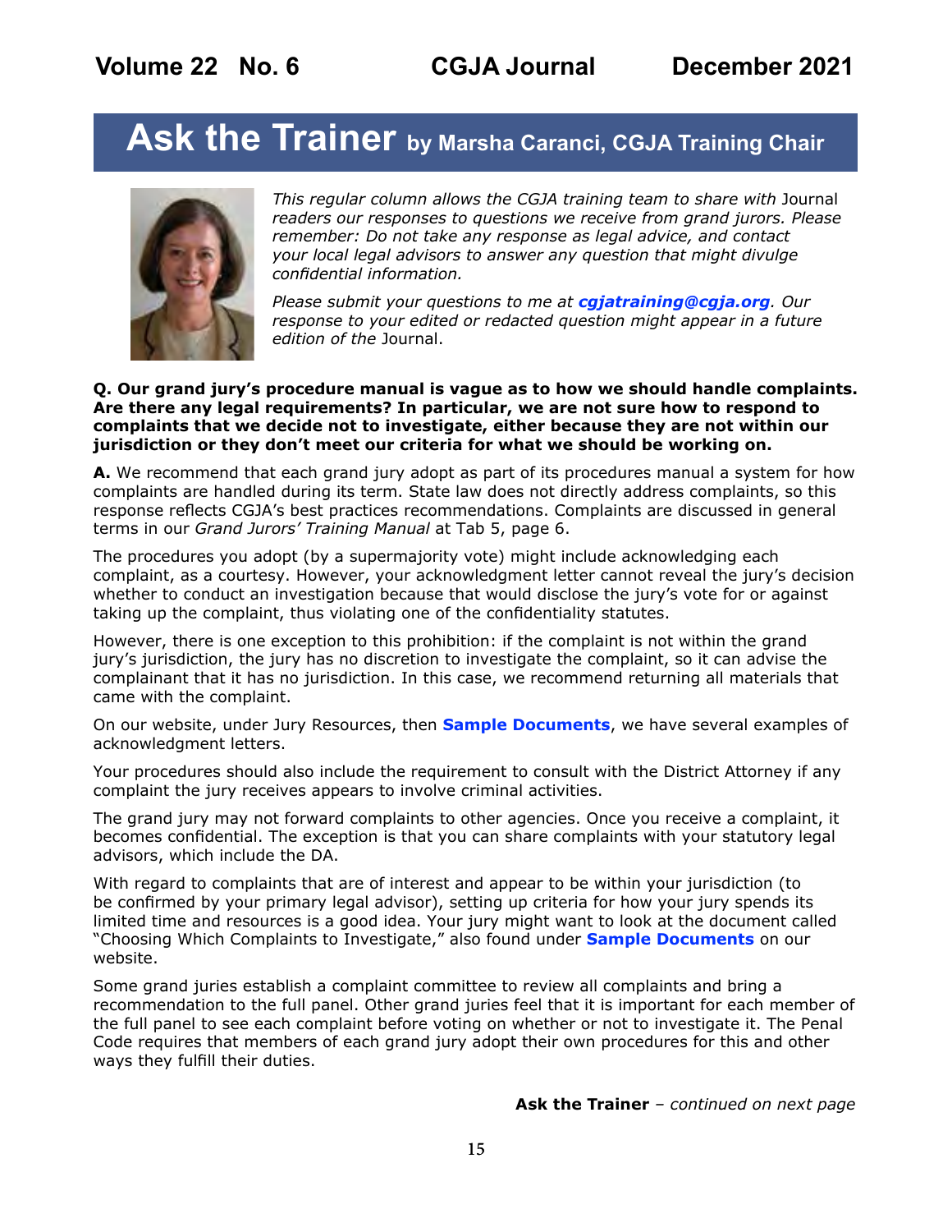# Ask the Trainer by Marsha Caranci, CGJA Training Chair

*This regular column allows the CGJA training team to share with* Journal *readers our responses to questions we receive from grand jurors. Please remember: Do not take any response as legal advice, and contact your local legal advisors to answer any question that might divulge confidential information.*

*Please submit your questions to me at* ***cgjatraining@cgja.org****. Our response to your edited or redacted question might appear in a future edition of the* Journal.

**Q. Our grand jury's procedure manual is vague as to how we should handle complaints. Are there any legal requirements? In particular, we are not sure how to respond to complaints that we decide not to investigate, either because they are not within our jurisdiction or they don't meet our criteria for what we should be working on.**

**A.** We recommend that each grand jury adopt as part of its procedures manual a system for how complaints are handled during its term. State law does not directly address complaints, so this response reflects CGJA's best practices recommendations. Complaints are discussed in general terms in our *Grand Jurors' Training Manual* at Tab 5, page 6.

The procedures you adopt (by a supermajority vote) might include acknowledging each complaint, as a courtesy. However, your acknowledgment letter cannot reveal the jury's decision whether to conduct an investigation because that would disclose the jury's vote for or against taking up the complaint, thus violating one of the confidentiality statutes.

However, there is one exception to this prohibition: if the complaint is not within the grand jury's jurisdiction, the jury has no discretion to investigate the complaint, so it can advise the complainant that it has no jurisdiction. In this case, we recommend returning all materials that came with the complaint.

On our website, under Jury Resources, then **Sample Documents**, we have several examples of acknowledgment letters.

Your procedures should also include the requirement to consult with the District Attorney if any complaint the jury receives appears to involve criminal activities.

The grand jury may not forward complaints to other agencies. Once you receive a complaint, it becomes confidential. The exception is that you can share complaints with your statutory legal advisors, which include the DA.

With regard to complaints that are of interest and appear to be within your jurisdiction (to be confirmed by your primary legal advisor), setting up criteria for how your jury spends its limited time and resources is a good idea. Your jury might want to look at the document called "Choosing Which Complaints to Investigate," also found under **Sample Documents** on our website.

Some grand juries establish a complaint committee to review all complaints and bring a recommendation to the full panel. Other grand juries feel that it is important for each member of the full panel to see each complaint before voting on whether or not to investigate it. The Penal Code requires that members of each grand jury adopt their own procedures for this and other ways they fulfill their duties.

**Ask the Trainer** – *continued on next page*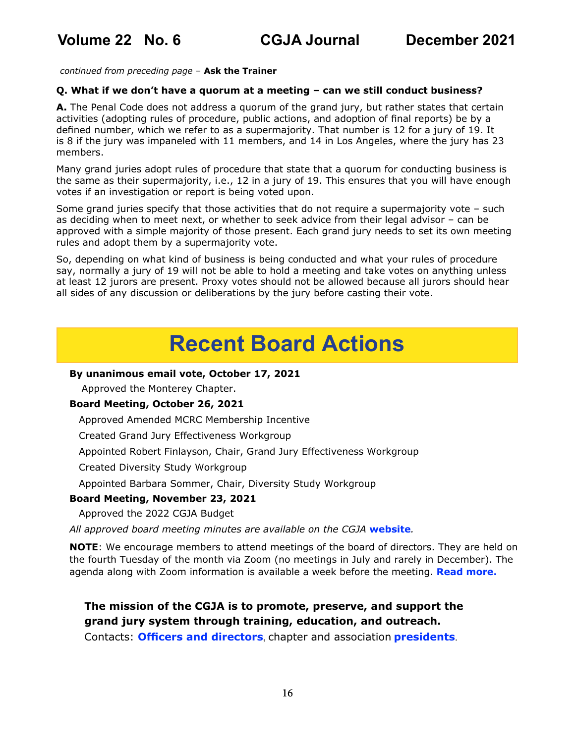*continued from preceding page* – **Ask the Trainer**

**Q. What if we don't have a quorum at a meeting – can we still conduct business?**

**A.** The Penal Code does not address a quorum of the grand jury, but rather states that certain activities (adopting rules of procedure, public actions, and adoption of final reports) be by a defined number, which we refer to as a supermajority. That number is 12 for a jury of 19. It is 8 if the jury was impaneled with 11 members, and 14 in Los Angeles, where the jury has 23 members.

Many grand juries adopt rules of procedure that state that a quorum for conducting business is the same as their supermajority, i.e., 12 in a jury of 19. This ensures that you will have enough votes if an investigation or report is being voted upon.

Some grand juries specify that those activities that do not require a supermajority vote – such as deciding when to meet next, or whether to seek advice from their legal advisor – can be approved with a simple majority of those present. Each grand jury needs to set its own meeting rules and adopt them by a supermajority vote.

So, depending on what kind of business is being conducted and what your rules of procedure say, normally a jury of 19 will not be able to hold a meeting and take votes on anything unless at least 12 jurors are present. Proxy votes should not be allowed because all jurors should hear all sides of any discussion or deliberations by the jury before casting their vote.

# Recent Board Actions

**By unanimous email vote, October 17, 2021**

Approved the Monterey Chapter.

**Board Meeting, October 26, 2021**

Approved Amended MCRC Membership Incentive

Created Grand Jury Effectiveness Workgroup

Appointed Robert Finlayson, Chair, Grand Jury Effectiveness Workgroup

Created Diversity Study Workgroup

Appointed Barbara Sommer, Chair, Diversity Study Workgroup

**Board Meeting, November 23, 2021**

Approved the 2022 CGJA Budget

*All approved board meeting minutes are available on the CGJA* **website**.

**NOTE**: We encourage members to attend meetings of the board of directors. They are held on the fourth Tuesday of the month via Zoom (no meetings in July and rarely in December). The agenda along with Zoom information is available a week before the meeting. **Read more.**

**The mission of the CGJA is to promote, preserve, and support the grand jury system through training, education, and outreach.**

Contacts: **Officers and directors**, chapter and association **presidents**.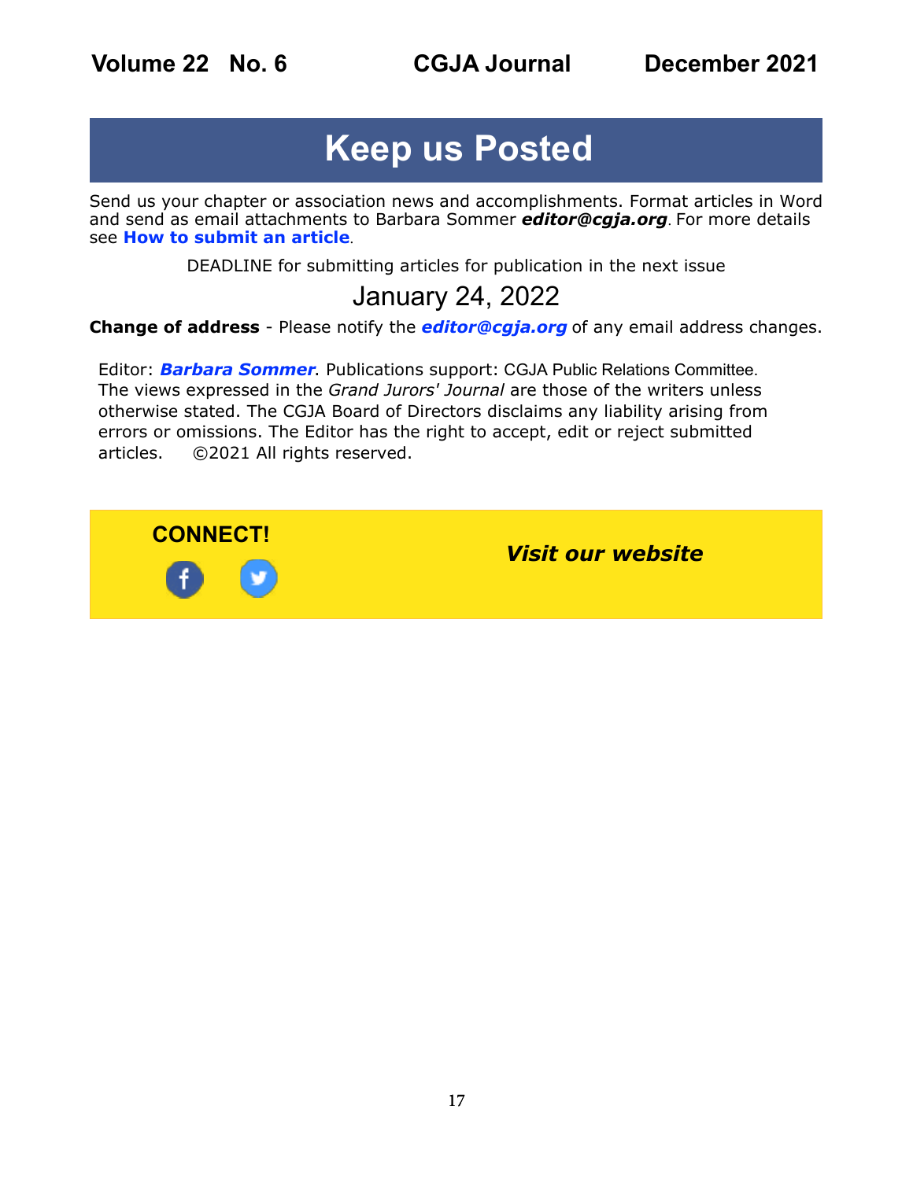# Keep us Posted

Send us your chapter or association news and accomplishments. Format articles in Word and send as email attachments to Barbara Sommer ***editor@cgja.org***. For more details see **How to submit an article**.

DEADLINE for submitting articles for publication in the next issue

January 24, 2022

**Change of address** - Please notify the ***editor@cgja.org*** of any email address changes.

Editor: ***Barbara Sommer***. Publications support: CGJA Public Relations Committee. The views expressed in the *Grand Jurors' Journal* are those of the writers unless otherwise stated. The CGJA Board of Directors disclaims any liability arising from errors or omissions. The Editor has the right to accept, edit or reject submitted articles. ©2021 All rights reserved.

**CONNECT!**

***Visit our website***